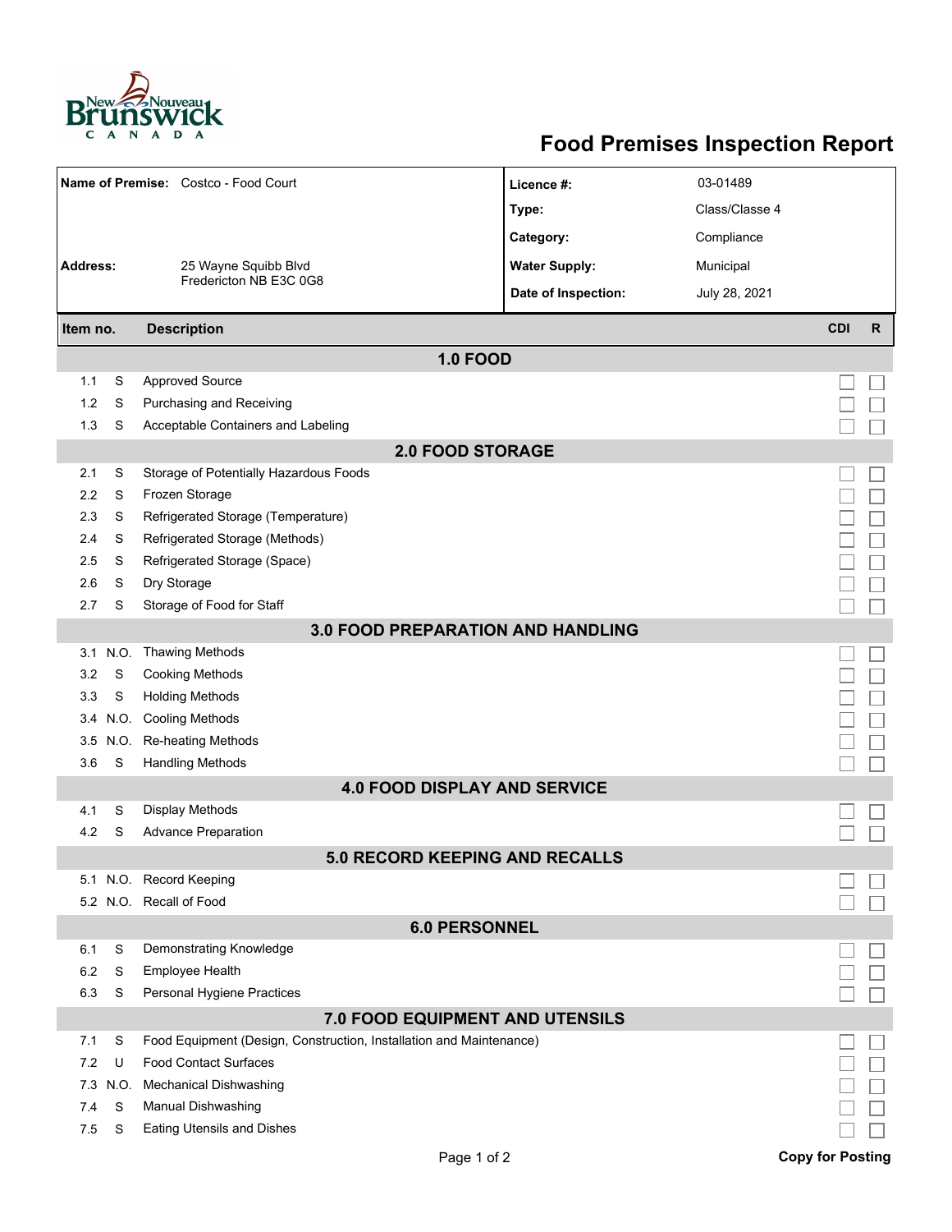# Food Premises Inspection Report

| | | | |
|---|---|---|---|
| **Name of Premise:** | Costco - Food Court | **Licence #:** | 03-01489 |
| | | **Type:** | Class/Classe 4 |
| | | **Category:** | Compliance |
| **Address:** | 25 Wayne Squibb Blvd<br>Fredericton NB E3C 0G8 | **Water Supply:** | Municipal |
| | | **Date of Inspection:** | July 28, 2021 |

| Item no. | | Description | CDI | R |
|---|---|---|---|---|
| **1.0 FOOD** | | | | |
| 1.1 | S | Approved Source | ☐ | ☐ |
| 1.2 | S | Purchasing and Receiving | ☐ | ☐ |
| 1.3 | S | Acceptable Containers and Labeling | ☐ | ☐ |
| **2.0 FOOD STORAGE** | | | | |
| 2.1 | S | Storage of Potentially Hazardous Foods | ☐ | ☐ |
| 2.2 | S | Frozen Storage | ☐ | ☐ |
| 2.3 | S | Refrigerated Storage (Temperature) | ☐ | ☐ |
| 2.4 | S | Refrigerated Storage (Methods) | ☐ | ☐ |
| 2.5 | S | Refrigerated Storage (Space) | ☐ | ☐ |
| 2.6 | S | Dry Storage | ☐ | ☐ |
| 2.7 | S | Storage of Food for Staff | ☐ | ☐ |
| **3.0 FOOD PREPARATION AND HANDLING** | | | | |
| 3.1 | N.O. | Thawing Methods | ☐ | ☐ |
| 3.2 | S | Cooking Methods | ☐ | ☐ |
| 3.3 | S | Holding Methods | ☐ | ☐ |
| 3.4 | N.O. | Cooling Methods | ☐ | ☐ |
| 3.5 | N.O. | Re-heating Methods | ☐ | ☐ |
| 3.6 | S | Handling Methods | ☐ | ☐ |
| **4.0 FOOD DISPLAY AND SERVICE** | | | | |
| 4.1 | S | Display Methods | ☐ | ☐ |
| 4.2 | S | Advance Preparation | ☐ | ☐ |
| **5.0 RECORD KEEPING AND RECALLS** | | | | |
| 5.1 | N.O. | Record Keeping | ☐ | ☐ |
| 5.2 | N.O. | Recall of Food | ☐ | ☐ |
| **6.0 PERSONNEL** | | | | |
| 6.1 | S | Demonstrating Knowledge | ☐ | ☐ |
| 6.2 | S | Employee Health | ☐ | ☐ |
| 6.3 | S | Personal Hygiene Practices | ☐ | ☐ |
| **7.0 FOOD EQUIPMENT AND UTENSILS** | | | | |
| 7.1 | S | Food Equipment (Design, Construction, Installation and Maintenance) | ☐ | ☐ |
| 7.2 | U | Food Contact Surfaces | ☐ | ☐ |
| 7.3 | N.O. | Mechanical Dishwashing | ☐ | ☐ |
| 7.4 | S | Manual Dishwashing | ☐ | ☐ |
| 7.5 | S | Eating Utensils and Dishes | ☐ | ☐ |

**Copy for Posting**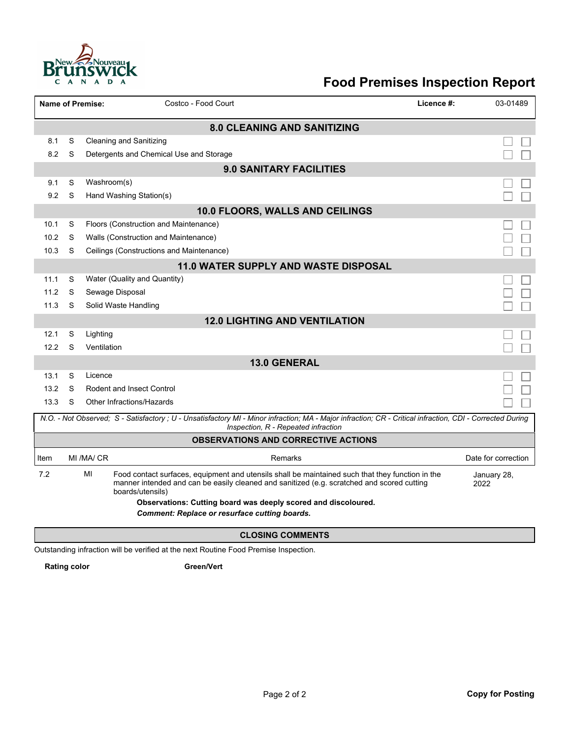# Food Premises Inspection Report

| **Name of Premise:** | Costco - Food Court | **Licence #:** | 03-01489 |
|---|---|---|---|

## 8.0 CLEANING AND SANITIZING

| | | | | |
|---|---|---|---|---|
| 8.1 | S | Cleaning and Sanitizing | ☐ | ☐ |
| 8.2 | S | Detergents and Chemical Use and Storage | ☐ | ☐ |

## 9.0 SANITARY FACILITIES

| | | | | |
|---|---|---|---|---|
| 9.1 | S | Washroom(s) | ☐ | ☐ |
| 9.2 | S | Hand Washing Station(s) | ☐ | ☐ |

## 10.0 FLOORS, WALLS AND CEILINGS

| | | | | |
|---|---|---|---|---|
| 10.1 | S | Floors (Construction and Maintenance) | ☐ | ☐ |
| 10.2 | S | Walls (Construction and Maintenance) | ☐ | ☐ |
| 10.3 | S | Ceilings (Constructions and Maintenance) | ☐ | ☐ |

## 11.0 WATER SUPPLY AND WASTE DISPOSAL

| | | | | |
|---|---|---|---|---|
| 11.1 | S | Water (Quality and Quantity) | ☐ | ☐ |
| 11.2 | S | Sewage Disposal | ☐ | ☐ |
| 11.3 | S | Solid Waste Handling | ☐ | ☐ |

## 12.0 LIGHTING AND VENTILATION

| | | | | |
|---|---|---|---|---|
| 12.1 | S | Lighting | ☐ | ☐ |
| 12.2 | S | Ventilation | ☐ | ☐ |

## 13.0 GENERAL

| | | | | |
|---|---|---|---|---|
| 13.1 | S | Licence | ☐ | ☐ |
| 13.2 | S | Rodent and Insect Control | ☐ | ☐ |
| 13.3 | S | Other Infractions/Hazards | ☐ | ☐ |

*N.O. - Not Observed; S - Satisfactory ; U - Unsatisfactory MI - Minor infraction; MA - Major infraction; CR - Critical infraction, CDI - Corrected During Inspection, R - Repeated infraction*

## OBSERVATIONS AND CORRECTIVE ACTIONS

| Item | MI /MA/ CR | Remarks | Date for correction |
|---|---|---|---|
| 7.2 | MI | Food contact surfaces, equipment and utensils shall be maintained such that they function in the manner intended and can be easily cleaned and sanitized (e.g. scratched and scored cutting boards/utensils)<br>**Observations: Cutting board was deeply scored and discoloured.**<br>***Comment: Replace or resurface cutting boards.*** | January 28, 2022 |

## CLOSING COMMENTS

Outstanding infraction will be verified at the next Routine Food Premise Inspection.

**Rating color** **Green/Vert**

**Copy for Posting**